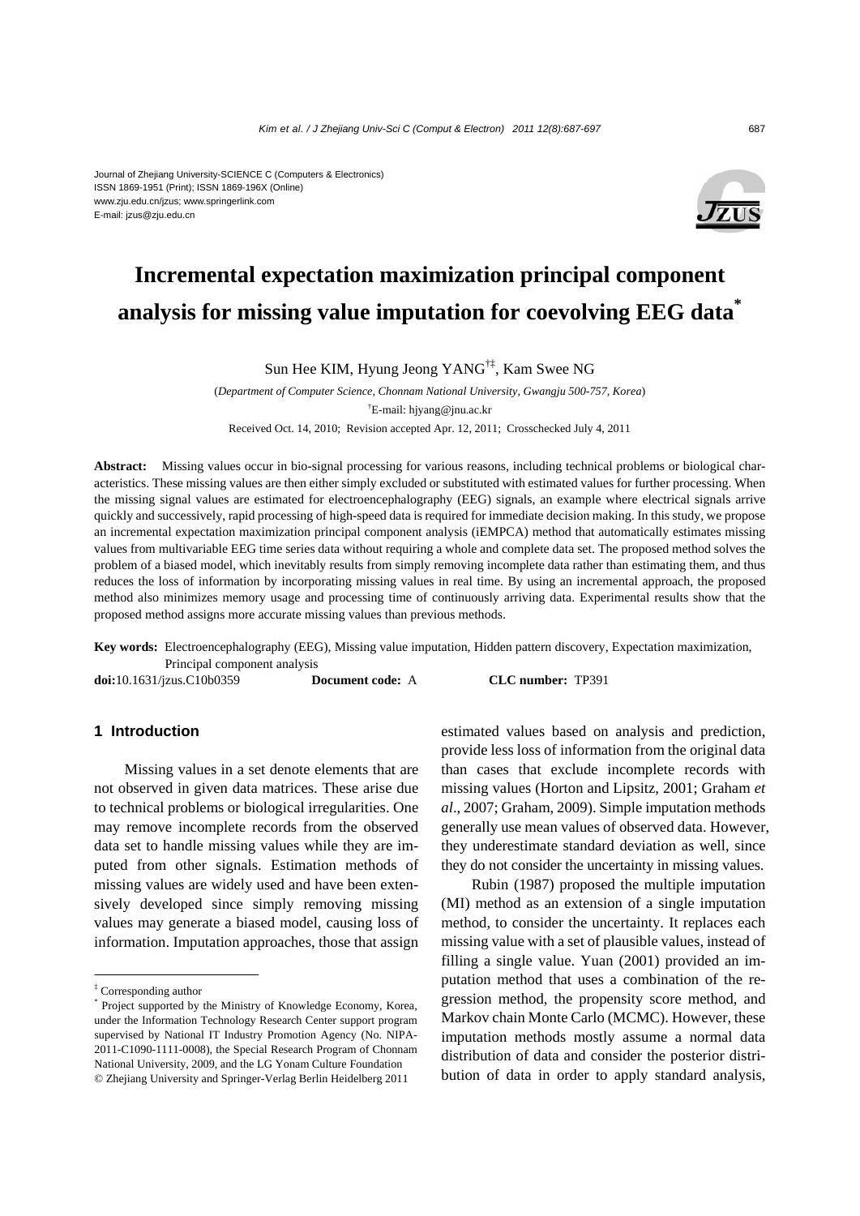Journal of Zhejiang University-SCIENCE C (Computers & Electronics)
ISSN 1869-1951 (Print); ISSN 1869-196X (Online)
www.zju.edu.cn/jzus; www.springerlink.com
E-mail: jzus@zju.edu.cn

# Incremental expectation maximization principal component analysis for missing value imputation for coevolving EEG data*

Sun Hee KIM, Hyung Jeong YANG[†‡], Kam Swee NG

(*Department of Computer Science, Chonnam National University, Gwangju 500-757, Korea*)

[†]E-mail: hjyang@jnu.ac.kr

Received Oct. 14, 2010; Revision accepted Apr. 12, 2011; Crosschecked July 4, 2011

**Abstract:** Missing values occur in bio-signal processing for various reasons, including technical problems or biological characteristics. These missing values are then either simply excluded or substituted with estimated values for further processing. When the missing signal values are estimated for electroencephalography (EEG) signals, an example where electrical signals arrive quickly and successively, rapid processing of high-speed data is required for immediate decision making. In this study, we propose an incremental expectation maximization principal component analysis (iEMPCA) method that automatically estimates missing values from multivariable EEG time series data without requiring a whole and complete data set. The proposed method solves the problem of a biased model, which inevitably results from simply removing incomplete data rather than estimating them, and thus reduces the loss of information by incorporating missing values in real time. By using an incremental approach, the proposed method also minimizes memory usage and processing time of continuously arriving data. Experimental results show that the proposed method assigns more accurate missing values than previous methods.

**Key words:** Electroencephalography (EEG), Missing value imputation, Hidden pattern discovery, Expectation maximization, Principal component analysis

**doi:**10.1631/jzus.C10b0359 **Document code:** A **CLC number:** TP391

## 1 Introduction

Missing values in a set denote elements that are not observed in given data matrices. These arise due to technical problems or biological irregularities. One may remove incomplete records from the observed data set to handle missing values while they are imputed from other signals. Estimation methods of missing values are widely used and have been extensively developed since simply removing missing values may generate a biased model, causing loss of information. Imputation approaches, those that assign estimated values based on analysis and prediction, provide less loss of information from the original data than cases that exclude incomplete records with missing values (Horton and Lipsitz, 2001; Graham *et al*., 2007; Graham, 2009). Simple imputation methods generally use mean values of observed data. However, they underestimate standard deviation as well, since they do not consider the uncertainty in missing values.

Rubin (1987) proposed the multiple imputation (MI) method as an extension of a single imputation method, to consider the uncertainty. It replaces each missing value with a set of plausible values, instead of filling a single value. Yuan (2001) provided an imputation method that uses a combination of the regression method, the propensity score method, and Markov chain Monte Carlo (MCMC). However, these imputation methods mostly assume a normal data distribution of data and consider the posterior distribution of data in order to apply standard analysis,

---

[‡] Corresponding author

[*] Project supported by the Ministry of Knowledge Economy, Korea, under the Information Technology Research Center support program supervised by National IT Industry Promotion Agency (No. NIPA-2011-C1090-1111-0008), the Special Research Program of Chonnam National University, 2009, and the LG Yonam Culture Foundation

© Zhejiang University and Springer-Verlag Berlin Heidelberg 2011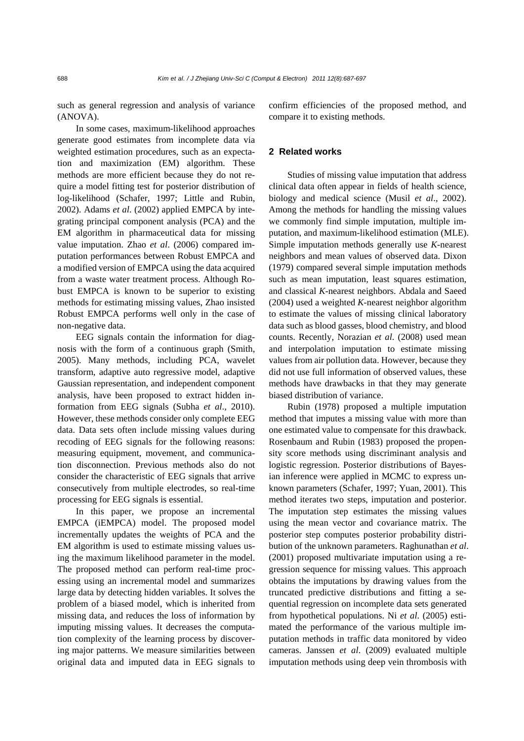such as general regression and analysis of variance (ANOVA).

In some cases, maximum-likelihood approaches generate good estimates from incomplete data via weighted estimation procedures, such as an expectation and maximization (EM) algorithm. These methods are more efficient because they do not require a model fitting test for posterior distribution of log-likelihood (Schafer, 1997; Little and Rubin, 2002). Adams *et al.* (2002) applied EMPCA by integrating principal component analysis (PCA) and the EM algorithm in pharmaceutical data for missing value imputation. Zhao *et al*. (2006) compared imputation performances between Robust EMPCA and a modified version of EMPCA using the data acquired from a waste water treatment process. Although Robust EMPCA is known to be superior to existing methods for estimating missing values, Zhao insisted Robust EMPCA performs well only in the case of non-negative data.

EEG signals contain the information for diagnosis with the form of a continuous graph (Smith, 2005). Many methods, including PCA, wavelet transform, adaptive auto regressive model, adaptive Gaussian representation, and independent component analysis, have been proposed to extract hidden information from EEG signals (Subha *et al*., 2010). However, these methods consider only complete EEG data. Data sets often include missing values during recoding of EEG signals for the following reasons: measuring equipment, movement, and communication disconnection. Previous methods also do not consider the characteristic of EEG signals that arrive consecutively from multiple electrodes, so real-time processing for EEG signals is essential.

In this paper, we propose an incremental EMPCA (iEMPCA) model. The proposed model incrementally updates the weights of PCA and the EM algorithm is used to estimate missing values using the maximum likelihood parameter in the model. The proposed method can perform real-time processing using an incremental model and summarizes large data by detecting hidden variables. It solves the problem of a biased model, which is inherited from missing data, and reduces the loss of information by imputing missing values. It decreases the computation complexity of the learning process by discovering major patterns. We measure similarities between original data and imputed data in EEG signals to confirm efficiencies of the proposed method, and compare it to existing methods.

## 2 Related works

Studies of missing value imputation that address clinical data often appear in fields of health science, biology and medical science (Musil *et al*., 2002). Among the methods for handling the missing values we commonly find simple imputation, multiple imputation, and maximum-likelihood estimation (MLE). Simple imputation methods generally use *K*-nearest neighbors and mean values of observed data. Dixon (1979) compared several simple imputation methods such as mean imputation, least squares estimation, and classical *K*-nearest neighbors. Abdala and Saeed (2004) used a weighted *K*-nearest neighbor algorithm to estimate the values of missing clinical laboratory data such as blood gasses, blood chemistry, and blood counts. Recently, Norazian *et al.* (2008) used mean and interpolation imputation to estimate missing values from air pollution data. However, because they did not use full information of observed values, these methods have drawbacks in that they may generate biased distribution of variance.

Rubin (1978) proposed a multiple imputation method that imputes a missing value with more than one estimated value to compensate for this drawback. Rosenbaum and Rubin (1983) proposed the propensity score methods using discriminant analysis and logistic regression. Posterior distributions of Bayesian inference were applied in MCMC to express unknown parameters (Schafer, 1997; Yuan, 2001). This method iterates two steps, imputation and posterior. The imputation step estimates the missing values using the mean vector and covariance matrix. The posterior step computes posterior probability distribution of the unknown parameters. Raghunathan *et al*. (2001) proposed multivariate imputation using a regression sequence for missing values. This approach obtains the imputations by drawing values from the truncated predictive distributions and fitting a sequential regression on incomplete data sets generated from hypothetical populations. Ni *et al.* (2005) estimated the performance of the various multiple imputation methods in traffic data monitored by video cameras. Janssen *et al*. (2009) evaluated multiple imputation methods using deep vein thrombosis with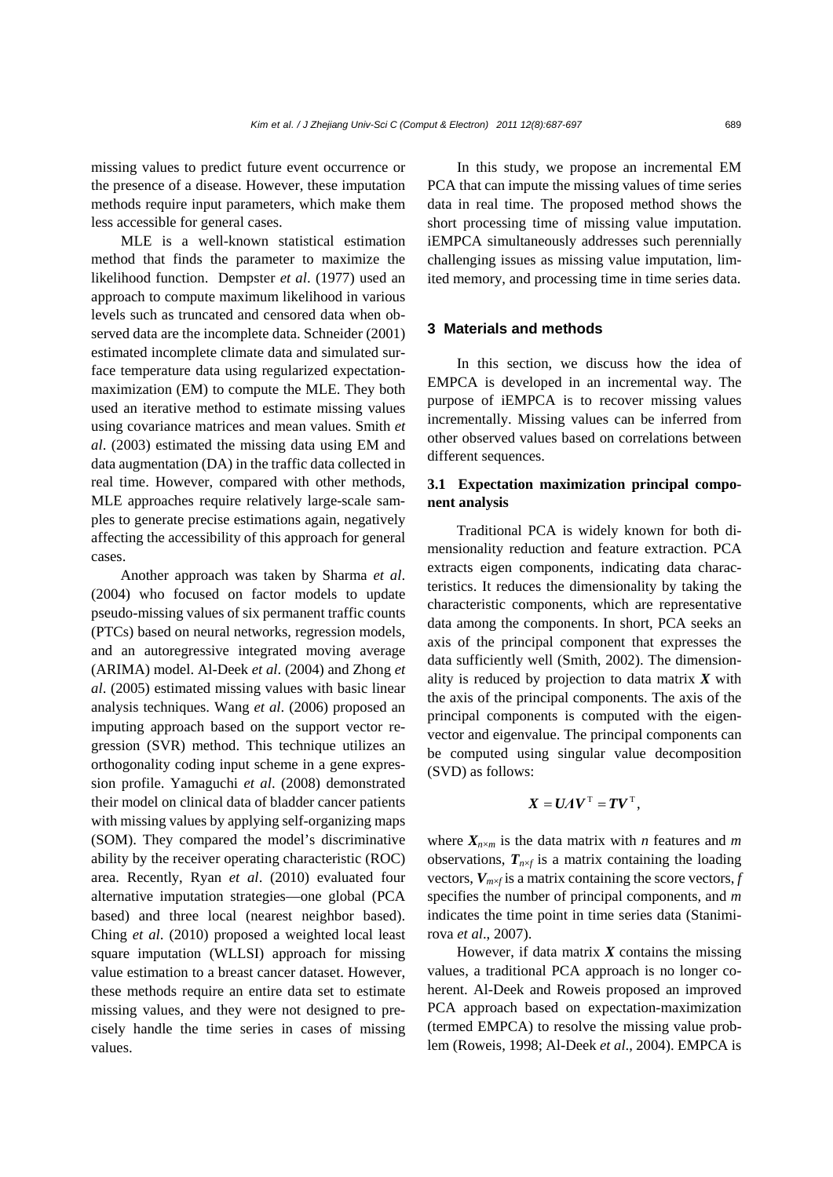missing values to predict future event occurrence or the presence of a disease. However, these imputation methods require input parameters, which make them less accessible for general cases.

MLE is a well-known statistical estimation method that finds the parameter to maximize the likelihood function. Dempster *et al*. (1977) used an approach to compute maximum likelihood in various levels such as truncated and censored data when observed data are the incomplete data. Schneider (2001) estimated incomplete climate data and simulated surface temperature data using regularized expectation-maximization (EM) to compute the MLE. They both used an iterative method to estimate missing values using covariance matrices and mean values. Smith *et al*. (2003) estimated the missing data using EM and data augmentation (DA) in the traffic data collected in real time. However, compared with other methods, MLE approaches require relatively large-scale samples to generate precise estimations again, negatively affecting the accessibility of this approach for general cases.

Another approach was taken by Sharma *et al*. (2004) who focused on factor models to update pseudo-missing values of six permanent traffic counts (PTCs) based on neural networks, regression models, and an autoregressive integrated moving average (ARIMA) model. Al-Deek *et al*. (2004) and Zhong *et al*. (2005) estimated missing values with basic linear analysis techniques. Wang *et al*. (2006) proposed an imputing approach based on the support vector regression (SVR) method. This technique utilizes an orthogonality coding input scheme in a gene expression profile. Yamaguchi *et al*. (2008) demonstrated their model on clinical data of bladder cancer patients with missing values by applying self-organizing maps (SOM). They compared the model's discriminative ability by the receiver operating characteristic (ROC) area. Recently, Ryan *et al*. (2010) evaluated four alternative imputation strategies—one global (PCA based) and three local (nearest neighbor based). Ching *et al*. (2010) proposed a weighted local least square imputation (WLLSI) approach for missing value estimation to a breast cancer dataset. However, these methods require an entire data set to estimate missing values, and they were not designed to precisely handle the time series in cases of missing values.

In this study, we propose an incremental EM PCA that can impute the missing values of time series data in real time. The proposed method shows the short processing time of missing value imputation. iEMPCA simultaneously addresses such perennially challenging issues as missing value imputation, limited memory, and processing time in time series data.

## 3 Materials and methods

In this section, we discuss how the idea of EMPCA is developed in an incremental way. The purpose of iEMPCA is to recover missing values incrementally. Missing values can be inferred from other observed values based on correlations between different sequences.

### 3.1 Expectation maximization principal component analysis

Traditional PCA is widely known for both dimensionality reduction and feature extraction. PCA extracts eigen components, indicating data characteristics. It reduces the dimensionality by taking the characteristic components, which are representative data among the components. In short, PCA seeks an axis of the principal component that expresses the data sufficiently well (Smith, 2002). The dimensionality is reduced by projection to data matrix $\boldsymbol{X}$ with the axis of the principal components. The axis of the principal components is computed with the eigenvector and eigenvalue. The principal components can be computed using singular value decomposition (SVD) as follows:

$$\boldsymbol{X} = \boldsymbol{U}\boldsymbol{\Lambda}\boldsymbol{V}^{\mathrm{T}} = \boldsymbol{T}\boldsymbol{V}^{\mathrm{T}},$$

where $\boldsymbol{X}_{n\times m}$ is the data matrix with $n$ features and $m$ observations, $\boldsymbol{T}_{n\times f}$ is a matrix containing the loading vectors, $\boldsymbol{V}_{m\times f}$ is a matrix containing the score vectors, $f$ specifies the number of principal components, and $m$ indicates the time point in time series data (Stanimirova *et al*., 2007).

However, if data matrix $\boldsymbol{X}$ contains the missing values, a traditional PCA approach is no longer coherent. Al-Deek and Roweis proposed an improved PCA approach based on expectation-maximization (termed EMPCA) to resolve the missing value problem (Roweis, 1998; Al-Deek *et al*., 2004). EMPCA is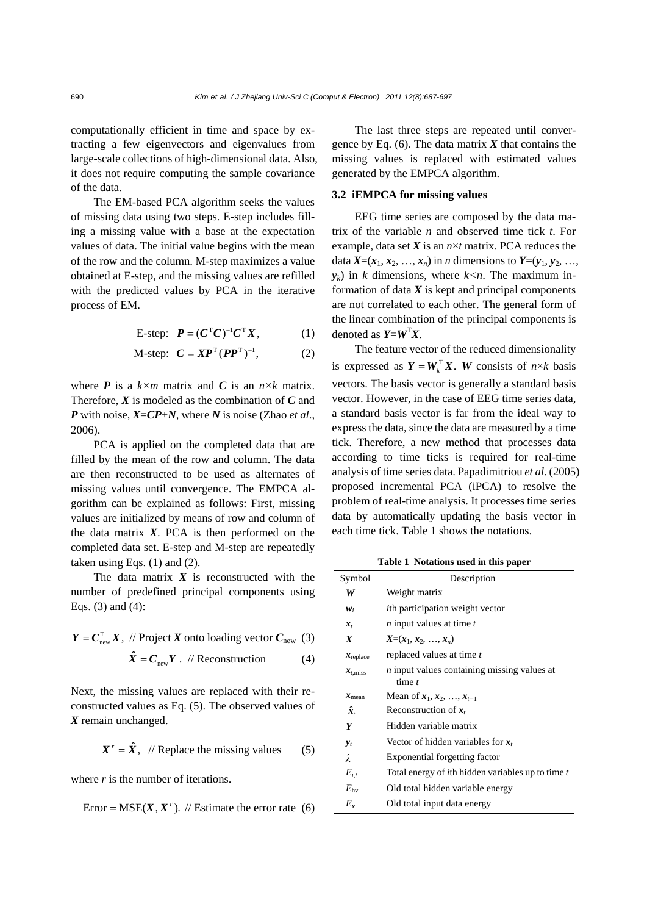computationally efficient in time and space by extracting a few eigenvectors and eigenvalues from large-scale collections of high-dimensional data. Also, it does not require computing the sample covariance of the data.

The EM-based PCA algorithm seeks the values of missing data using two steps. E-step includes filling a missing value with a base at the expectation values of data. The initial value begins with the mean of the row and the column. M-step maximizes a value obtained at E-step, and the missing values are refilled with the predicted values by PCA in the iterative process of EM.

$$\text{E-step:}\quad \boldsymbol{P} = (\boldsymbol{C}^{\mathrm{T}}\boldsymbol{C})^{-1}\boldsymbol{C}^{\mathrm{T}}\boldsymbol{X}, \tag{1}$$

$$\text{M-step:}\quad \boldsymbol{C} = \boldsymbol{X}\boldsymbol{P}^{\mathrm{T}}(\boldsymbol{P}\boldsymbol{P}^{\mathrm{T}})^{-1}, \tag{2}$$

where $\boldsymbol{P}$ is a $k\times m$ matrix and $\boldsymbol{C}$ is an $n\times k$ matrix. Therefore, $\boldsymbol{X}$ is modeled as the combination of $\boldsymbol{C}$ and $\boldsymbol{P}$ with noise, $\boldsymbol{X}=\boldsymbol{CP}+\boldsymbol{N}$, where $\boldsymbol{N}$ is noise (Zhao *et al*., 2006).

PCA is applied on the completed data that are filled by the mean of the row and column. The data are then reconstructed to be used as alternates of missing values until convergence. The EMPCA algorithm can be explained as follows: First, missing values are initialized by means of row and column of the data matrix $\boldsymbol{X}$. PCA is then performed on the completed data set. E-step and M-step are repeatedly taken using Eqs. (1) and (2).

The data matrix $\boldsymbol{X}$ is reconstructed with the number of predefined principal components using Eqs. (3) and (4):

$$\boldsymbol{Y} = \boldsymbol{C}_{\mathrm{new}}^{\mathrm{T}}\boldsymbol{X},\ \text{// Project } \boldsymbol{X} \text{ onto loading vector } \boldsymbol{C}_{\mathrm{new}} \tag{3}$$

$$\hat{\boldsymbol{X}} = \boldsymbol{C}_{\mathrm{new}}\boldsymbol{Y}.\ \text{// Reconstruction} \tag{4}$$

Next, the missing values are replaced with their reconstructed values as Eq. (5). The observed values of $\boldsymbol{X}$ remain unchanged.

$$\boldsymbol{X}^{r} = \hat{\boldsymbol{X}},\ \text{// Replace the missing values} \tag{5}$$

where $r$ is the number of iterations.

$$\text{Error} = \mathrm{MSE}(\boldsymbol{X}, \boldsymbol{X}^{r}).\ \text{// Estimate the error rate} \tag{6}$$

The last three steps are repeated until convergence by Eq. (6). The data matrix $\boldsymbol{X}$ that contains the missing values is replaced with estimated values generated by the EMPCA algorithm.

### 3.2 iEMPCA for missing values

EEG time series are composed by the data matrix of the variable $n$ and observed time tick $t$. For example, data set $\boldsymbol{X}$ is an $n\times t$ matrix. PCA reduces the data $\boldsymbol{X}=(\boldsymbol{x}_1, \boldsymbol{x}_2, \ldots, \boldsymbol{x}_n)$ in $n$ dimensions to $\boldsymbol{Y}=(\boldsymbol{y}_1, \boldsymbol{y}_2, \ldots, \boldsymbol{y}_k)$ in $k$ dimensions, where $k<n$. The maximum information of data $\boldsymbol{X}$ is kept and principal components are not correlated to each other. The general form of the linear combination of the principal components is denoted as $\boldsymbol{Y}=\boldsymbol{W}^{\mathrm{T}}\boldsymbol{X}$.

The feature vector of the reduced dimensionality is expressed as $\boldsymbol{Y} = \boldsymbol{W}_k^{\mathrm{T}}\boldsymbol{X}$. $\boldsymbol{W}$ consists of $n\times k$ basis vectors. The basis vector is generally a standard basis vector. However, in the case of EEG time series data, a standard basis vector is far from the ideal way to express the data, since the data are measured by a time tick. Therefore, a new method that processes data according to time ticks is required for real-time analysis of time series data. Papadimitriou *et al*. (2005) proposed incremental PCA (iPCA) to resolve the problem of real-time analysis. It processes time series data by automatically updating the basis vector in each time tick. Table 1 shows the notations.

**Table 1 Notations used in this paper**

| Symbol | Description |
|---|---|
| $\boldsymbol{W}$ | Weight matrix |
| $\boldsymbol{w}_i$ | *i*th participation weight vector |
| $\boldsymbol{x}_t$ | $n$ input values at time $t$ |
| $\boldsymbol{X}$ | $\boldsymbol{X}=(\boldsymbol{x}_1, \boldsymbol{x}_2, \ldots, \boldsymbol{x}_n)$ |
| $\boldsymbol{x}_{\mathrm{replace}}$ | replaced values at time $t$ |
| $\boldsymbol{x}_{t,\mathrm{miss}}$ | $n$ input values containing missing values at time $t$ |
| $\boldsymbol{x}_{\mathrm{mean}}$ | Mean of $\boldsymbol{x}_1, \boldsymbol{x}_2, \ldots, \boldsymbol{x}_{t-1}$ |
| $\hat{\boldsymbol{x}}_t$ | Reconstruction of $\boldsymbol{x}_t$ |
| $\boldsymbol{Y}$ | Hidden variable matrix |
| $\boldsymbol{y}_t$ | Vector of hidden variables for $\boldsymbol{x}_t$ |
| $\lambda$ | Exponential forgetting factor |
| $E_{i,t}$ | Total energy of *i*th hidden variables up to time $t$ |
| $E_{\mathrm{hv}}$ | Old total hidden variable energy |
| $E_{\boldsymbol{x}}$ | Old total input data energy |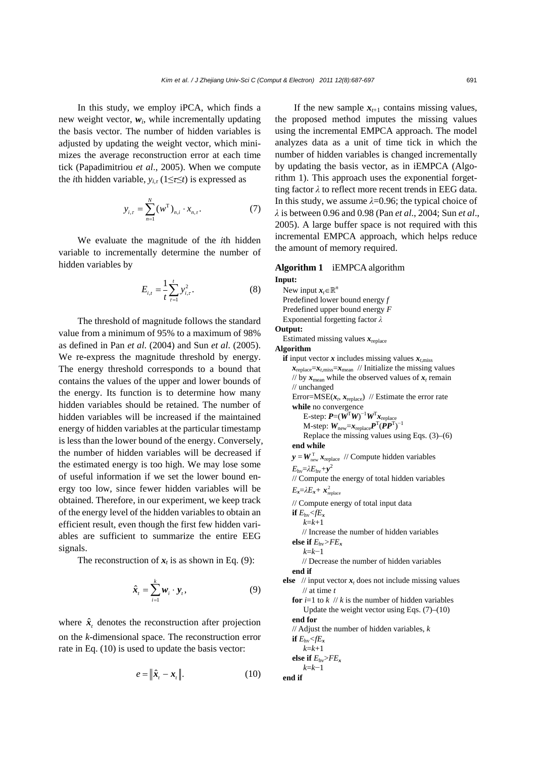In this study, we employ iPCA, which finds a new weight vector, $\boldsymbol{w}_i$, while incrementally updating the basis vector. The number of hidden variables is adjusted by updating the weight vector, which minimizes the average reconstruction error at each time tick (Papadimitriou *et al*., 2005). When we compute the *i*th hidden variable, $y_{i,\tau}$ ($1\leq\tau\leq t$) is expressed as

$$y_{i,\tau} = \sum_{n=1}^{N} (w^{\mathrm{T}})_{n,i} \cdot x_{n,\tau}. \tag{7}$$

We evaluate the magnitude of the *i*th hidden variable to incrementally determine the number of hidden variables by

$$E_{i,t} = \frac{1}{t}\sum_{\tau=1}^{t} y_{i,\tau}^2. \tag{8}$$

The threshold of magnitude follows the standard value from a minimum of 95% to a maximum of 98% as defined in Pan *et al*. (2004) and Sun *et al*. (2005). We re-express the magnitude threshold by energy. The energy threshold corresponds to a bound that contains the values of the upper and lower bounds of the energy. Its function is to determine how many hidden variables should be retained. The number of hidden variables will be increased if the maintained energy of hidden variables at the particular timestamp is less than the lower bound of the energy. Conversely, the number of hidden variables will be decreased if the estimated energy is too high. We may lose some of useful information if we set the lower bound energy too low, since fewer hidden variables will be obtained. Therefore, in our experiment, we keep track of the energy level of the hidden variables to obtain an efficient result, even though the first few hidden variables are sufficient to summarize the entire EEG signals.

The reconstruction of $\boldsymbol{x}_t$ is as shown in Eq. (9):

$$\hat{\boldsymbol{x}}_t = \sum_{i=1}^{k} \boldsymbol{w}_i \cdot \boldsymbol{y}_t, \tag{9}$$

where $\hat{\boldsymbol{x}}_t$ denotes the reconstruction after projection on the *k*-dimensional space. The reconstruction error rate in Eq. (10) is used to update the basis vector:

$$e = \left\| \hat{\boldsymbol{x}}_t - \boldsymbol{x}_t \right\|. \tag{10}$$

If the new sample $\boldsymbol{x}_{t+1}$ contains missing values, the proposed method imputes the missing values using the incremental EMPCA approach. The model analyzes data as a unit of time tick in which the number of hidden variables is changed incrementally by updating the basis vector, as in iEMPCA (Algorithm 1). This approach uses the exponential forgetting factor $\lambda$ to reflect more recent trends in EEG data. In this study, we assume $\lambda$=0.96; the typical choice of $\lambda$ is between 0.96 and 0.98 (Pan *et al*., 2004; Sun *et al*., 2005). A large buffer space is not required with this incremental EMPCA approach, which helps reduce the amount of memory required.

**Algorithm 1** iEMPCA algorithm

**Input:**

New input $\boldsymbol{x}_t \in \mathbb{R}^n$
Predefined lower bound energy $f$
Predefined upper bound energy $F$
Exponential forgetting factor $\lambda$

**Output:**

Estimated missing values $\boldsymbol{x}_{\text{replace}}$

**Algorithm**

```
if input vector x includes missing values x_{t,miss}
    x_replace = x_{t,miss} = x_mean  // Initialize the missing values
    // by x_mean while the observed values of x_t remain
    // unchanged
    Error = MSE(x_t, x_replace)  // Estimate the error rate
    while no convergence
        E-step: P = (W^T W)^{-1} W^T x_replace
        M-step: W_new = x_replace P^T (P P^T)^{-1}
        Replace the missing values using Eqs. (3)–(6)
    end while
    y = W_new^T x_replace  // Compute hidden variables
    E_hv = λE_hv + y^2
    // Compute the energy of total hidden variables
    E_x = λE_x + x_replace^2
    // Compute energy of total input data
    if E_hv < fE_x
        k = k+1
        // Increase the number of hidden variables
    else if E_hv > FE_x
        k = k−1
        // Decrease the number of hidden variables
    end if
else  // input vector x_t does not include missing values
      // at time t
    for i=1 to k  // k is the number of hidden variables
        Update the weight vector using Eqs. (7)–(10)
    end for
    // Adjust the number of hidden variables, k
    if E_hv < fE_x
        k = k+1
    else if E_hv > FE_x
        k = k−1
end if
```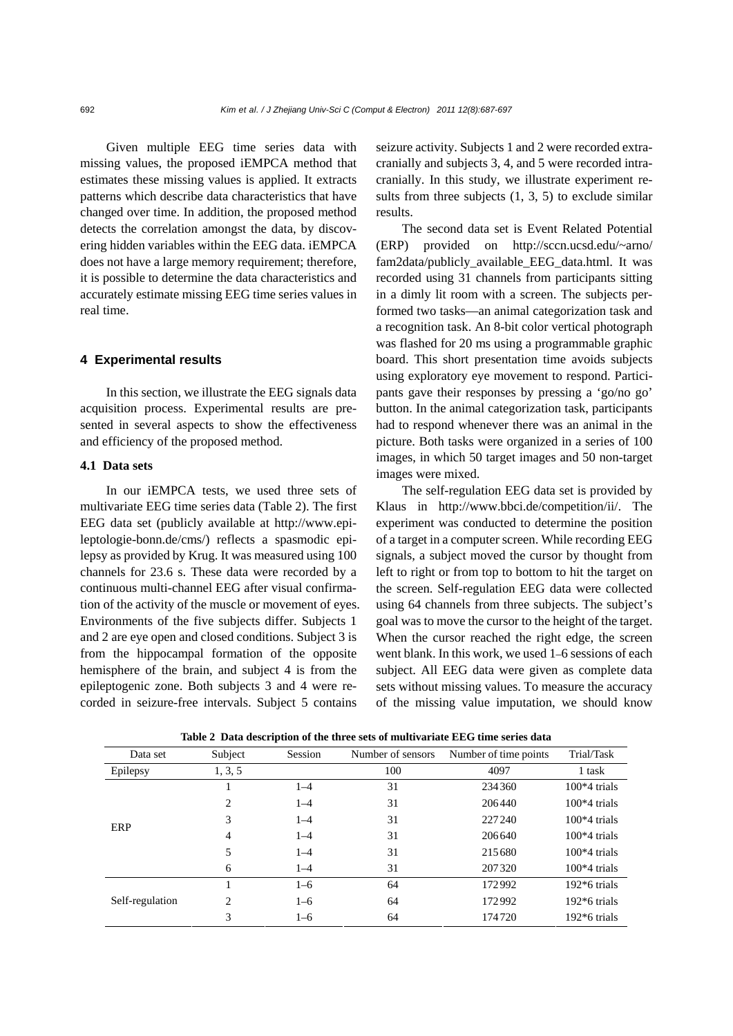Given multiple EEG time series data with missing values, the proposed iEMPCA method that estimates these missing values is applied. It extracts patterns which describe data characteristics that have changed over time. In addition, the proposed method detects the correlation amongst the data, by discovering hidden variables within the EEG data. iEMPCA does not have a large memory requirement; therefore, it is possible to determine the data characteristics and accurately estimate missing EEG time series values in real time.

## 4 Experimental results

In this section, we illustrate the EEG signals data acquisition process. Experimental results are presented in several aspects to show the effectiveness and efficiency of the proposed method.

### 4.1 Data sets

In our iEMPCA tests, we used three sets of multivariate EEG time series data (Table 2). The first EEG data set (publicly available at http://www.epileptologie-bonn.de/cms/) reflects a spasmodic epilepsy as provided by Krug. It was measured using 100 channels for 23.6 s. These data were recorded by a continuous multi-channel EEG after visual confirmation of the activity of the muscle or movement of eyes. Environments of the five subjects differ. Subjects 1 and 2 are eye open and closed conditions. Subject 3 is from the hippocampal formation of the opposite hemisphere of the brain, and subject 4 is from the epileptogenic zone. Both subjects 3 and 4 were recorded in seizure-free intervals. Subject 5 contains seizure activity. Subjects 1 and 2 were recorded extracranially and subjects 3, 4, and 5 were recorded intracranially. In this study, we illustrate experiment results from three subjects (1, 3, 5) to exclude similar results.

The second data set is Event Related Potential (ERP) provided on http://sccn.ucsd.edu/~arno/fam2data/publicly_available_EEG_data.html. It was recorded using 31 channels from participants sitting in a dimly lit room with a screen. The subjects performed two tasks—an animal categorization task and a recognition task. An 8-bit color vertical photograph was flashed for 20 ms using a programmable graphic board. This short presentation time avoids subjects using exploratory eye movement to respond. Participants gave their responses by pressing a 'go/no go' button. In the animal categorization task, participants had to respond whenever there was an animal in the picture. Both tasks were organized in a series of 100 images, in which 50 target images and 50 non-target images were mixed.

The self-regulation EEG data set is provided by Klaus in http://www.bbci.de/competition/ii/. The experiment was conducted to determine the position of a target in a computer screen. While recording EEG signals, a subject moved the cursor by thought from left to right or from top to bottom to hit the target on the screen. Self-regulation EEG data were collected using 64 channels from three subjects. The subject's goal was to move the cursor to the height of the target. When the cursor reached the right edge, the screen went blank. In this work, we used 1–6 sessions of each subject. All EEG data were given as complete data sets without missing values. To measure the accuracy of the missing value imputation, we should know

**Table 2 Data description of the three sets of multivariate EEG time series data**

| Data set | Subject | Session | Number of sensors | Number of time points | Trial/Task |
|---|---|---|---|---|---|
| Epilepsy | 1, 3, 5 | | 100 | 4097 | 1 task |
| ERP | 1 | 1–4 | 31 | 234360 | 100*4 trials |
| | 2 | 1–4 | 31 | 206440 | 100*4 trials |
| | 3 | 1–4 | 31 | 227240 | 100*4 trials |
| | 4 | 1–4 | 31 | 206640 | 100*4 trials |
| | 5 | 1–4 | 31 | 215680 | 100*4 trials |
| | 6 | 1–4 | 31 | 207320 | 100*4 trials |
| Self-regulation | 1 | 1–6 | 64 | 172992 | 192*6 trials |
| | 2 | 1–6 | 64 | 172992 | 192*6 trials |
| | 3 | 1–6 | 64 | 174720 | 192*6 trials |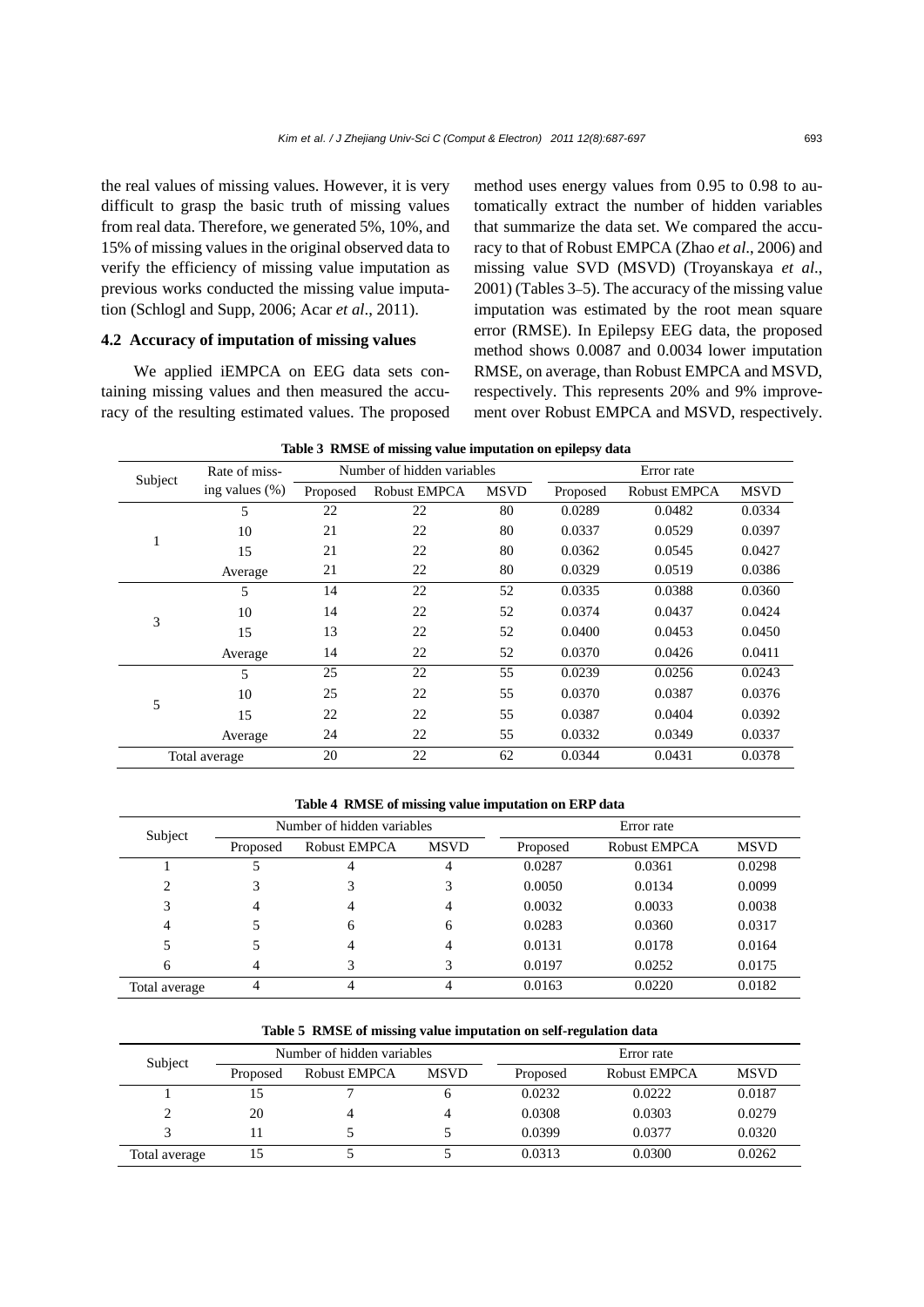the real values of missing values. However, it is very difficult to grasp the basic truth of missing values from real data. Therefore, we generated 5%, 10%, and 15% of missing values in the original observed data to verify the efficiency of missing value imputation as previous works conducted the missing value imputation (Schlogl and Supp, 2006; Acar *et al*., 2011).

### 4.2 Accuracy of imputation of missing values

We applied iEMPCA on EEG data sets containing missing values and then measured the accuracy of the resulting estimated values. The proposed method uses energy values from 0.95 to 0.98 to automatically extract the number of hidden variables that summarize the data set. We compared the accuracy to that of Robust EMPCA (Zhao *et al*., 2006) and missing value SVD (MSVD) (Troyanskaya *et al*., 2001) (Tables 3–5). The accuracy of the missing value imputation was estimated by the root mean square error (RMSE). In Epilepsy EEG data, the proposed method shows 0.0087 and 0.0034 lower imputation RMSE, on average, than Robust EMPCA and MSVD, respectively. This represents 20% and 9% improvement over Robust EMPCA and MSVD, respectively.

**Table 3 RMSE of missing value imputation on epilepsy data**

| Subject | Rate of missing values (%) | Number of hidden variables | | | Error rate | | |
|---|---|---|---|---|---|---|---|
| | | Proposed | Robust EMPCA | MSVD | Proposed | Robust EMPCA | MSVD |
| 1 | 5 | 22 | 22 | 80 | 0.0289 | 0.0482 | 0.0334 |
| | 10 | 21 | 22 | 80 | 0.0337 | 0.0529 | 0.0397 |
| | 15 | 21 | 22 | 80 | 0.0362 | 0.0545 | 0.0427 |
| | Average | 21 | 22 | 80 | 0.0329 | 0.0519 | 0.0386 |
| 3 | 5 | 14 | 22 | 52 | 0.0335 | 0.0388 | 0.0360 |
| | 10 | 14 | 22 | 52 | 0.0374 | 0.0437 | 0.0424 |
| | 15 | 13 | 22 | 52 | 0.0400 | 0.0453 | 0.0450 |
| | Average | 14 | 22 | 52 | 0.0370 | 0.0426 | 0.0411 |
| 5 | 5 | 25 | 22 | 55 | 0.0239 | 0.0256 | 0.0243 |
| | 10 | 25 | 22 | 55 | 0.0370 | 0.0387 | 0.0376 |
| | 15 | 22 | 22 | 55 | 0.0387 | 0.0404 | 0.0392 |
| | Average | 24 | 22 | 55 | 0.0332 | 0.0349 | 0.0337 |
| Total average | | 20 | 22 | 62 | 0.0344 | 0.0431 | 0.0378 |

**Table 4 RMSE of missing value imputation on ERP data**

| Subject | Number of hidden variables | | | Error rate | | |
|---|---|---|---|---|---|---|
| | Proposed | Robust EMPCA | MSVD | Proposed | Robust EMPCA | MSVD |
| 1 | 5 | 4 | 4 | 0.0287 | 0.0361 | 0.0298 |
| 2 | 3 | 3 | 3 | 0.0050 | 0.0134 | 0.0099 |
| 3 | 4 | 4 | 4 | 0.0032 | 0.0033 | 0.0038 |
| 4 | 5 | 6 | 6 | 0.0283 | 0.0360 | 0.0317 |
| 5 | 5 | 4 | 4 | 0.0131 | 0.0178 | 0.0164 |
| 6 | 4 | 3 | 3 | 0.0197 | 0.0252 | 0.0175 |
| Total average | 4 | 4 | 4 | 0.0163 | 0.0220 | 0.0182 |

**Table 5 RMSE of missing value imputation on self-regulation data**

| Subject | Number of hidden variables | | | Error rate | | |
|---|---|---|---|---|---|---|
| | Proposed | Robust EMPCA | MSVD | Proposed | Robust EMPCA | MSVD |
| 1 | 15 | 7 | 6 | 0.0232 | 0.0222 | 0.0187 |
| 2 | 20 | 4 | 4 | 0.0308 | 0.0303 | 0.0279 |
| 3 | 11 | 5 | 5 | 0.0399 | 0.0377 | 0.0320 |
| Total average | 15 | 5 | 5 | 0.0313 | 0.0300 | 0.0262 |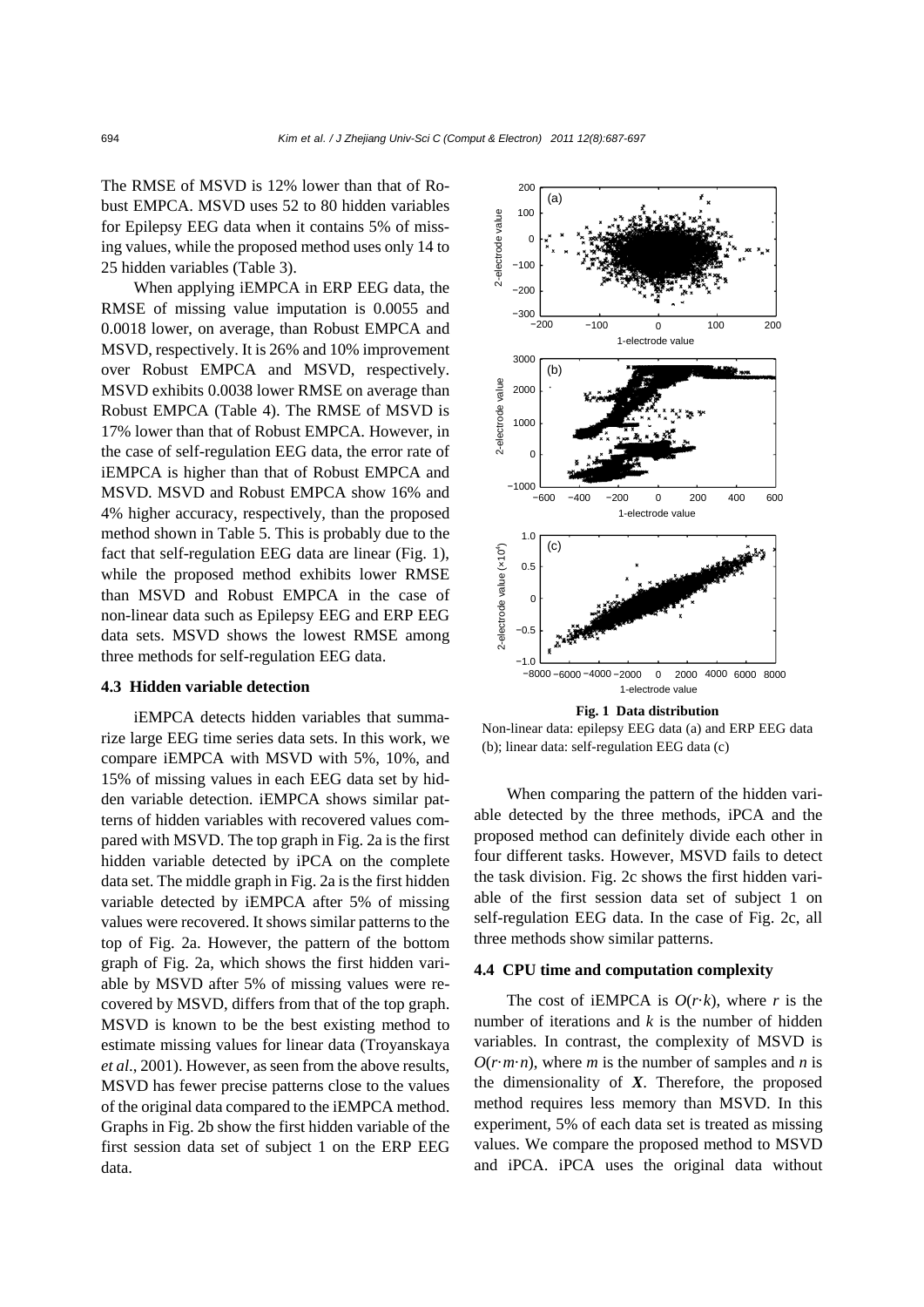The RMSE of MSVD is 12% lower than that of Robust EMPCA. MSVD uses 52 to 80 hidden variables for Epilepsy EEG data when it contains 5% of missing values, while the proposed method uses only 14 to 25 hidden variables (Table 3).

When applying iEMPCA in ERP EEG data, the RMSE of missing value imputation is 0.0055 and 0.0018 lower, on average, than Robust EMPCA and MSVD, respectively. It is 26% and 10% improvement over Robust EMPCA and MSVD, respectively. MSVD exhibits 0.0038 lower RMSE on average than Robust EMPCA (Table 4). The RMSE of MSVD is 17% lower than that of Robust EMPCA. However, in the case of self-regulation EEG data, the error rate of iEMPCA is higher than that of Robust EMPCA and MSVD. MSVD and Robust EMPCA show 16% and 4% higher accuracy, respectively, than the proposed method shown in Table 5. This is probably due to the fact that self-regulation EEG data are linear (Fig. 1), while the proposed method exhibits lower RMSE than MSVD and Robust EMPCA in the case of non-linear data such as Epilepsy EEG and ERP EEG data sets. MSVD shows the lowest RMSE among three methods for self-regulation EEG data.

### 4.3 Hidden variable detection

iEMPCA detects hidden variables that summarize large EEG time series data sets. In this work, we compare iEMPCA with MSVD with 5%, 10%, and 15% of missing values in each EEG data set by hidden variable detection. iEMPCA shows similar patterns of hidden variables with recovered values compared with MSVD. The top graph in Fig. 2a is the first hidden variable detected by iPCA on the complete data set. The middle graph in Fig. 2a is the first hidden variable detected by iEMPCA after 5% of missing values were recovered. It shows similar patterns to the top of Fig. 2a. However, the pattern of the bottom graph of Fig. 2a, which shows the first hidden variable by MSVD after 5% of missing values were recovered by MSVD, differs from that of the top graph. MSVD is known to be the best existing method to estimate missing values for linear data (Troyanskaya *et al.*, 2001). However, as seen from the above results, MSVD has fewer precise patterns close to the values of the original data compared to the iEMPCA method. Graphs in Fig. 2b show the first hidden variable of the first session data set of subject 1 on the ERP EEG data.

**Fig. 1 Data distribution**

Non-linear data: epilepsy EEG data (a) and ERP EEG data (b); linear data: self-regulation EEG data (c)

When comparing the pattern of the hidden variable detected by the three methods, iPCA and the proposed method can definitely divide each other in four different tasks. However, MSVD fails to detect the task division. Fig. 2c shows the first hidden variable of the first session data set of subject 1 on self-regulation EEG data. In the case of Fig. 2c, all three methods show similar patterns.

### 4.4 CPU time and computation complexity

The cost of iEMPCA is $O(r\cdot k)$, where $r$ is the number of iterations and $k$ is the number of hidden variables. In contrast, the complexity of MSVD is $O(r\cdot m\cdot n)$, where $m$ is the number of samples and $n$ is the dimensionality of $\boldsymbol{X}$. Therefore, the proposed method requires less memory than MSVD. In this experiment, 5% of each data set is treated as missing values. We compare the proposed method to MSVD and iPCA. iPCA uses the original data without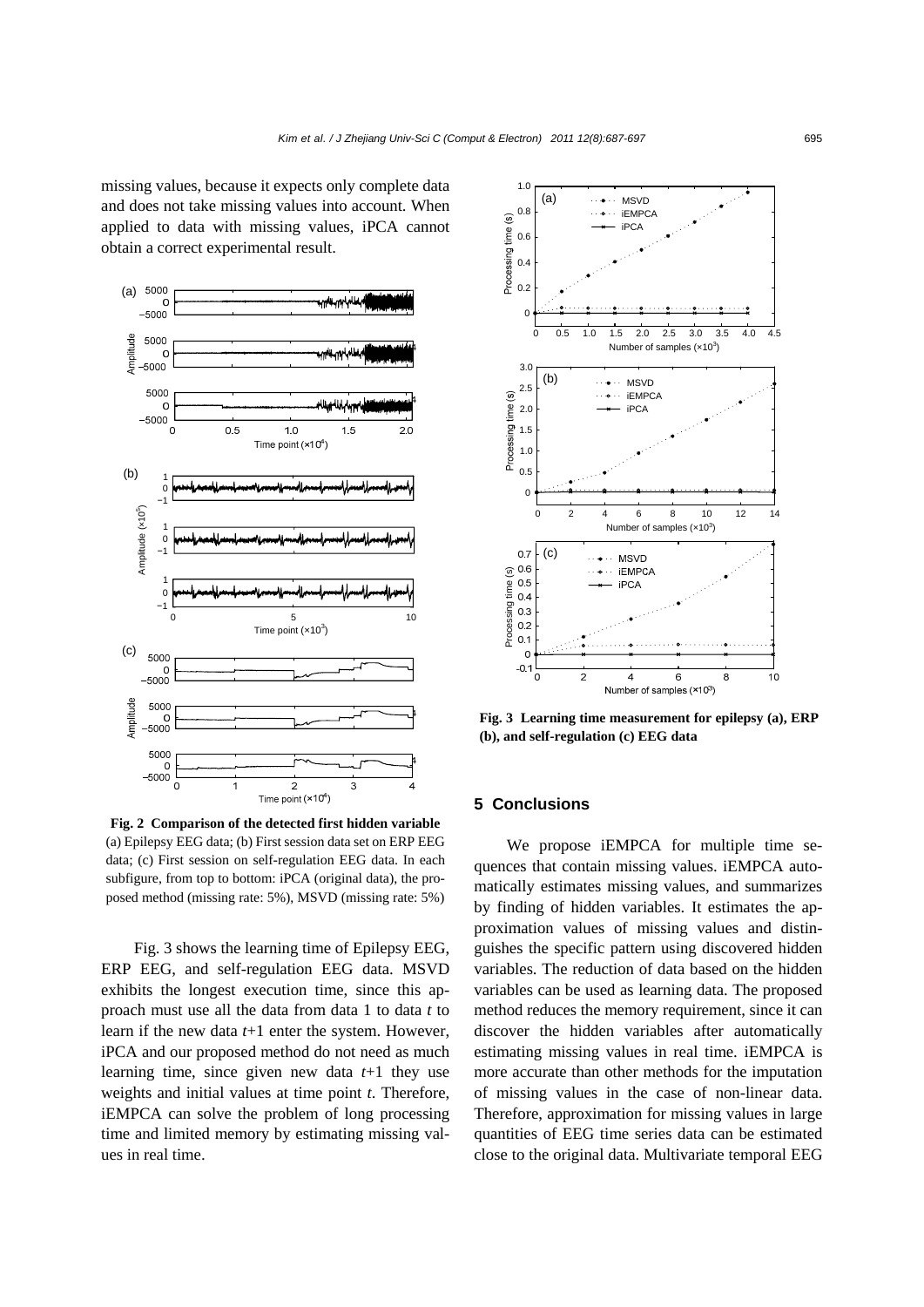missing values, because it expects only complete data and does not take missing values into account. When applied to data with missing values, iPCA cannot obtain a correct experimental result.

**Fig. 2 Comparison of the detected first hidden variable**
(a) Epilepsy EEG data; (b) First session data set on ERP EEG data; (c) First session on self-regulation EEG data. In each subfigure, from top to bottom: iPCA (original data), the proposed method (missing rate: 5%), MSVD (missing rate: 5%)

Fig. 3 shows the learning time of Epilepsy EEG, ERP EEG, and self-regulation EEG data. MSVD exhibits the longest execution time, since this approach must use all the data from data 1 to data $t$ to learn if the new data $t$+1 enter the system. However, iPCA and our proposed method do not need as much learning time, since given new data $t$+1 they use weights and initial values at time point $t$. Therefore, iEMPCA can solve the problem of long processing time and limited memory by estimating missing values in real time.

**Fig. 3 Learning time measurement for epilepsy (a), ERP (b), and self-regulation (c) EEG data**

## 5 Conclusions

We propose iEMPCA for multiple time sequences that contain missing values. iEMPCA automatically estimates missing values, and summarizes by finding of hidden variables. It estimates the approximation values of missing values and distinguishes the specific pattern using discovered hidden variables. The reduction of data based on the hidden variables can be used as learning data. The proposed method reduces the memory requirement, since it can discover the hidden variables after automatically estimating missing values in real time. iEMPCA is more accurate than other methods for the imputation of missing values in the case of non-linear data. Therefore, approximation for missing values in large quantities of EEG time series data can be estimated close to the original data. Multivariate temporal EEG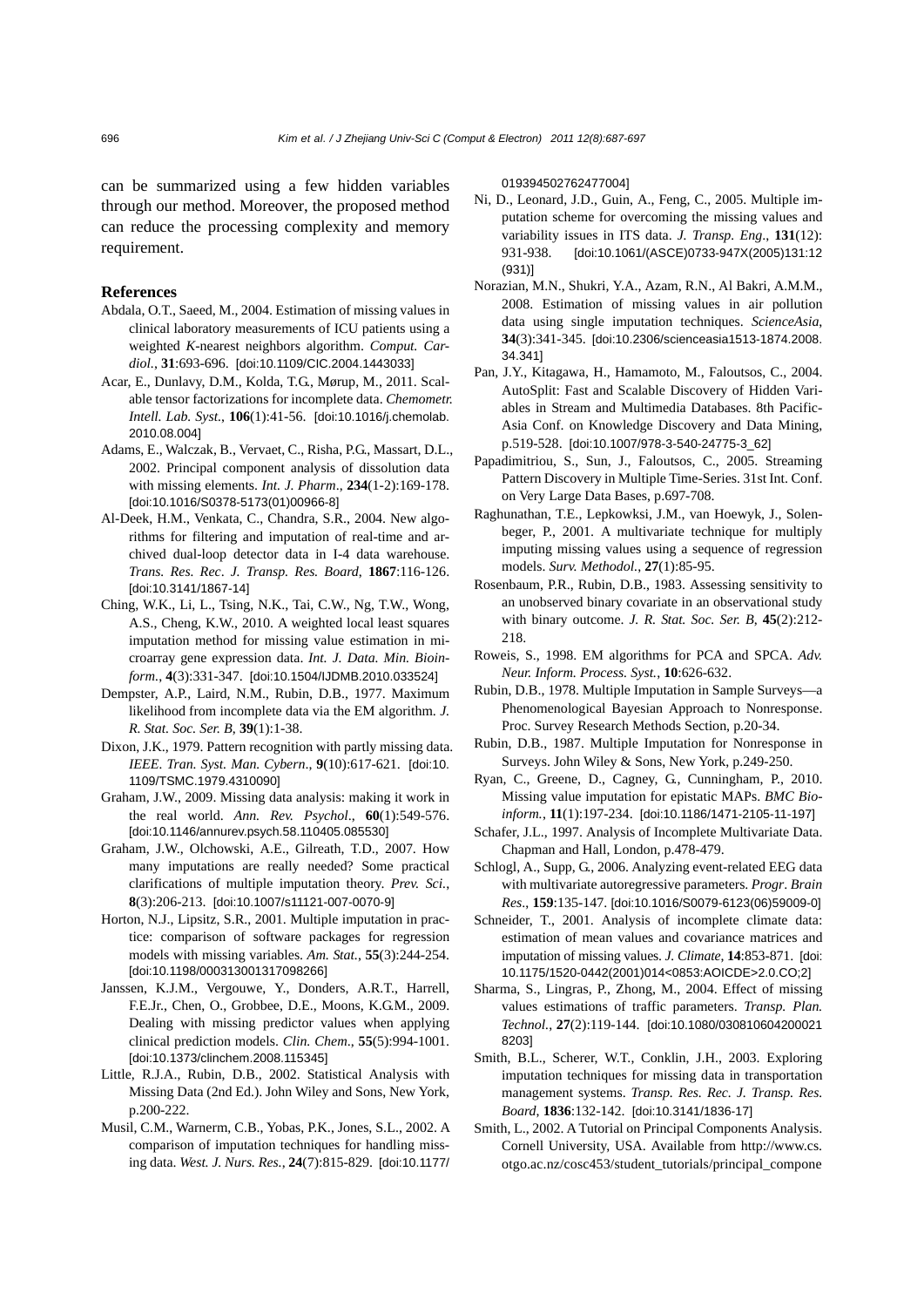can be summarized using a few hidden variables through our method. Moreover, the proposed method can reduce the processing complexity and memory requirement.

## References

Abdala, O.T., Saeed, M., 2004. Estimation of missing values in clinical laboratory measurements of ICU patients using a weighted *K*-nearest neighbors algorithm. *Comput. Cardiol.*, **31**:693-696. [doi:10.1109/CIC.2004.1443033]

Acar, E., Dunlavy, D.M., Kolda, T.G., Mørup, M., 2011. Scalable tensor factorizations for incomplete data. *Chemometr. Intell. Lab. Syst.*, **106**(1):41-56. [doi:10.1016/j.chemolab.2010.08.004]

Adams, E., Walczak, B., Vervaet, C., Risha, P.G., Massart, D.L., 2002. Principal component analysis of dissolution data with missing elements. *Int. J. Pharm.*, **234**(1-2):169-178. [doi:10.1016/S0378-5173(01)00966-8]

Al-Deek, H.M., Venkata, C., Chandra, S.R., 2004. New algorithms for filtering and imputation of real-time and archived dual-loop detector data in I-4 data warehouse. *Trans. Res. Rec. J. Transp. Res. Board*, **1867**:116-126. [doi:10.3141/1867-14]

Ching, W.K., Li, L., Tsing, N.K., Tai, C.W., Ng, T.W., Wong, A.S., Cheng, K.W., 2010. A weighted local least squares imputation method for missing value estimation in microarray gene expression data. *Int. J. Data. Min. Bioinform.*, **4**(3):331-347. [doi:10.1504/IJDMB.2010.033524]

Dempster, A.P., Laird, N.M., Rubin, D.B., 1977. Maximum likelihood from incomplete data via the EM algorithm. *J. R. Stat. Soc. Ser. B*, **39**(1):1-38.

Dixon, J.K., 1979. Pattern recognition with partly missing data. *IEEE. Tran. Syst. Man. Cybern.*, **9**(10):617-621. [doi:10.1109/TSMC.1979.4310090]

Graham, J.W., 2009. Missing data analysis: making it work in the real world. *Ann. Rev. Psychol.*, **60**(1):549-576. [doi:10.1146/annurev.psych.58.110405.085530]

Graham, J.W., Olchowski, A.E., Gilreath, T.D., 2007. How many imputations are really needed? Some practical clarifications of multiple imputation theory. *Prev. Sci.*, **8**(3):206-213. [doi:10.1007/s11121-007-0070-9]

Horton, N.J., Lipsitz, S.R., 2001. Multiple imputation in practice: comparison of software packages for regression models with missing variables. *Am. Stat.*, **55**(3):244-254. [doi:10.1198/000313001317098266]

Janssen, K.J.M., Vergouwe, Y., Donders, A.R.T., Harrell, F.E.Jr., Chen, O., Grobbee, D.E., Moons, K.G.M., 2009. Dealing with missing predictor values when applying clinical prediction models. *Clin. Chem.*, **55**(5):994-1001. [doi:10.1373/clinchem.2008.115345]

Little, R.J.A., Rubin, D.B., 2002. Statistical Analysis with Missing Data (2nd Ed.). John Wiley and Sons, New York, p.200-222.

Musil, C.M., Warnerm, C.B., Yobas, P.K., Jones, S.L., 2002. A comparison of imputation techniques for handling missing data. *West. J. Nurs. Res.*, **24**(7):815-829. [doi:10.1177/019394502762477004]

Ni, D., Leonard, J.D., Guin, A., Feng, C., 2005. Multiple imputation scheme for overcoming the missing values and variability issues in ITS data. *J. Transp. Eng.*, **131**(12): 931-938. [doi:10.1061/(ASCE)0733-947X(2005)131:12(931)]

Norazian, M.N., Shukri, Y.A., Azam, R.N., Al Bakri, A.M.M., 2008. Estimation of missing values in air pollution data using single imputation techniques. *ScienceAsia*, **34**(3):341-345. [doi:10.2306/scienceasia1513-1874.2008.34.341]

Pan, J.Y., Kitagawa, H., Hamamoto, M., Faloutsos, C., 2004. AutoSplit: Fast and Scalable Discovery of Hidden Variables in Stream and Multimedia Databases. 8th Pacific-Asia Conf. on Knowledge Discovery and Data Mining, p.519-528. [doi:10.1007/978-3-540-24775-3_62]

Papadimitriou, S., Sun, J., Faloutsos, C., 2005. Streaming Pattern Discovery in Multiple Time-Series. 31st Int. Conf. on Very Large Data Bases, p.697-708.

Raghunathan, T.E., Lepkowksi, J.M., van Hoewyk, J., Solenbeger, P., 2001. A multivariate technique for multiply imputing missing values using a sequence of regression models. *Surv. Methodol.*, **27**(1):85-95.

Rosenbaum, P.R., Rubin, D.B., 1983. Assessing sensitivity to an unobserved binary covariate in an observational study with binary outcome. *J. R. Stat. Soc. Ser. B*, **45**(2):212-218.

Roweis, S., 1998. EM algorithms for PCA and SPCA. *Adv. Neur. Inform. Process. Syst.*, **10**:626-632.

Rubin, D.B., 1978. Multiple Imputation in Sample Surveys—a Phenomenological Bayesian Approach to Nonresponse. Proc. Survey Research Methods Section, p.20-34.

Rubin, D.B., 1987. Multiple Imputation for Nonresponse in Surveys. John Wiley & Sons, New York, p.249-250.

Ryan, C., Greene, D., Cagney, G., Cunningham, P., 2010. Missing value imputation for epistatic MAPs. *BMC Bioinform.*, **11**(1):197-234. [doi:10.1186/1471-2105-11-197]

Schafer, J.L., 1997. Analysis of Incomplete Multivariate Data. Chapman and Hall, London, p.478-479.

Schlogl, A., Supp, G., 2006. Analyzing event-related EEG data with multivariate autoregressive parameters. *Progr. Brain Res.*, **159**:135-147. [doi:10.1016/S0079-6123(06)59009-0]

Schneider, T., 2001. Analysis of incomplete climate data: estimation of mean values and covariance matrices and imputation of missing values. *J. Climate*, **14**:853-871. [doi:10.1175/1520-0442(2001)014<0853:AOICDE>2.0.CO;2]

Sharma, S., Lingras, P., Zhong, M., 2004. Effect of missing values estimations of traffic parameters. *Transp. Plan. Technol.*, **27**(2):119-144. [doi:10.1080/0308106042000218203]

Smith, B.L., Scherer, W.T., Conklin, J.H., 2003. Exploring imputation techniques for missing data in transportation management systems. *Transp. Res. Rec. J. Transp. Res. Board*, **1836**:132-142. [doi:10.3141/1836-17]

Smith, L., 2002. A Tutorial on Principal Components Analysis. Cornell University, USA. Available from http://www.cs.otgo.ac.nz/cosc453/student_tutorials/principal_compone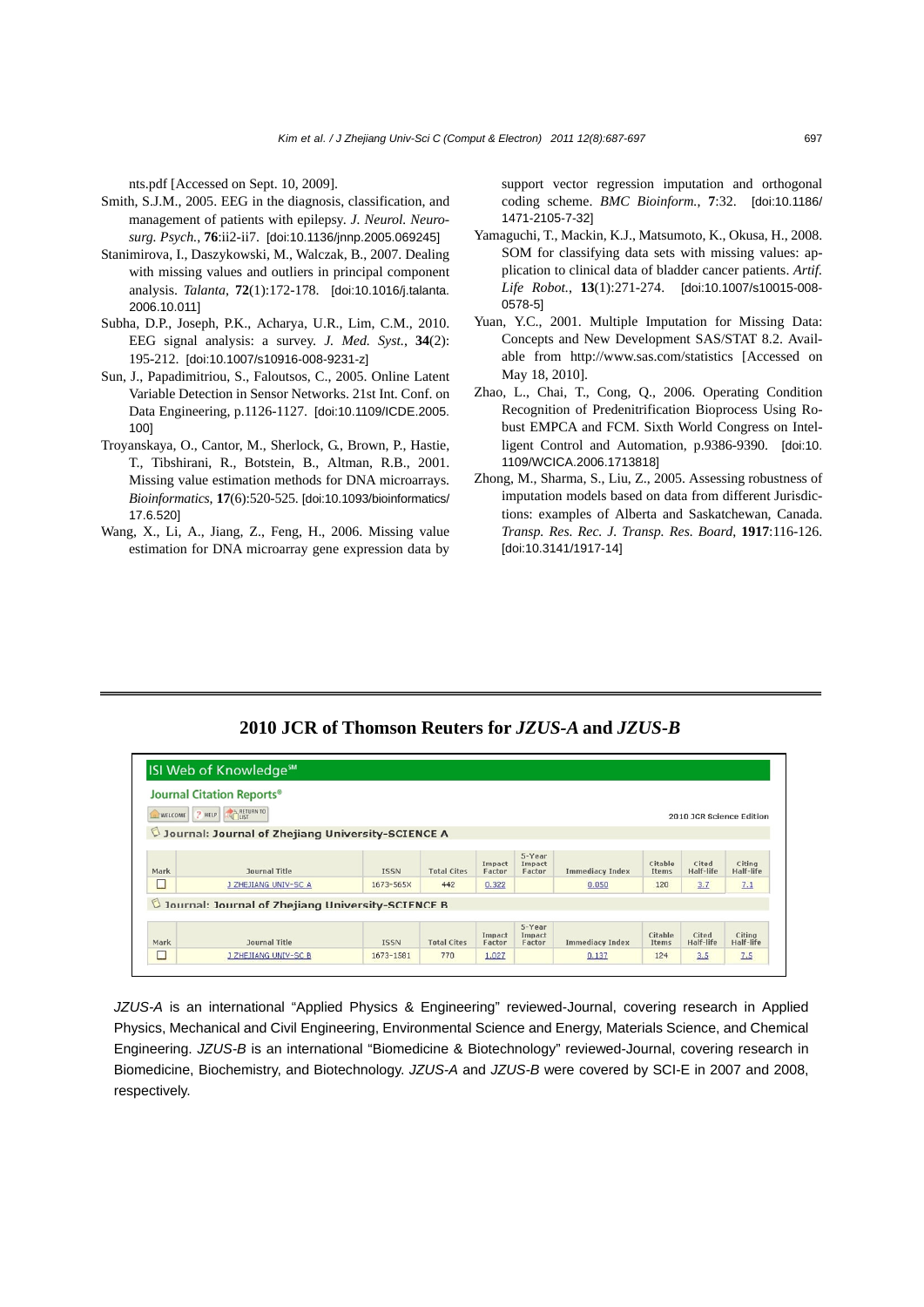nts.pdf [Accessed on Sept. 10, 2009].

Smith, S.J.M., 2005. EEG in the diagnosis, classification, and management of patients with epilepsy. *J. Neurol. Neurosurg. Psych.*, **76**:ii2-ii7. [doi:10.1136/jnnp.2005.069245]

Stanimirova, I., Daszykowski, M., Walczak, B., 2007. Dealing with missing values and outliers in principal component analysis. *Talanta*, **72**(1):172-178. [doi:10.1016/j.talanta.2006.10.011]

Subha, D.P., Joseph, P.K., Acharya, U.R., Lim, C.M., 2010. EEG signal analysis: a survey. *J. Med. Syst.*, **34**(2):195-212. [doi:10.1007/s10916-008-9231-z]

Sun, J., Papadimitriou, S., Faloutsos, C., 2005. Online Latent Variable Detection in Sensor Networks. 21st Int. Conf. on Data Engineering, p.1126-1127. [doi:10.1109/ICDE.2005.100]

Troyanskaya, O., Cantor, M., Sherlock, G., Brown, P., Hastie, T., Tibshirani, R., Botstein, B., Altman, R.B., 2001. Missing value estimation methods for DNA microarrays. *Bioinformatics*, **17**(6):520-525. [doi:10.1093/bioinformatics/17.6.520]

Wang, X., Li, A., Jiang, Z., Feng, H., 2006. Missing value estimation for DNA microarray gene expression data by support vector regression imputation and orthogonal coding scheme. *BMC Bioinform.*, **7**:32. [doi:10.1186/1471-2105-7-32]

Yamaguchi, T., Mackin, K.J., Matsumoto, K., Okusa, H., 2008. SOM for classifying data sets with missing values: application to clinical data of bladder cancer patients. *Artif. Life Robot.*, **13**(1):271-274. [doi:10.1007/s10015-008-0578-5]

Yuan, Y.C., 2001. Multiple Imputation for Missing Data: Concepts and New Development SAS/STAT 8.2. Available from http://www.sas.com/statistics [Accessed on May 18, 2010].

Zhao, L., Chai, T., Cong, Q., 2006. Operating Condition Recognition of Predenitrification Bioprocess Using Robust EMPCA and FCM. Sixth World Congress on Intelligent Control and Automation, p.9386-9390. [doi:10.1109/WCICA.2006.1713818]

Zhong, M., Sharma, S., Liu, Z., 2005. Assessing robustness of imputation models based on data from different Jurisdictions: examples of Alberta and Saskatchewan, Canada. *Transp. Res. Rec. J. Transp. Res. Board*, **1917**:116-126. [doi:10.3141/1917-14]

## 2010 JCR of Thomson Reuters for *JZUS-A* and *JZUS-B*

ISI Web of Knowledge℠

Journal Citation Reports®

2010 JCR Science Edition

Journal: Journal of Zhejiang University-SCIENCE A

| Mark | Journal Title | ISSN | Total Cites | Impact Factor | 5-Year Impact Factor | Immediacy Index | Citable Items | Cited Half-life | Citing Half-life |
|---|---|---|---|---|---|---|---|---|---|
| ☐ | J ZHEJIANG UNIV-SC A | 1673-565X | 442 | 0.322 | | 0.050 | 120 | 3.7 | 7.1 |

Journal: Journal of Zhejiang University-SCIENCE B

| Mark | Journal Title | ISSN | Total Cites | Impact Factor | 5-Year Impact Factor | Immediacy Index | Citable Items | Cited Half-life | Citing Half-life |
|---|---|---|---|---|---|---|---|---|---|
| ☐ | J ZHEJIANG UNIV-SC B | 1673-1581 | 770 | 1.027 | | 0.137 | 124 | 3.5 | 7.5 |

*JZUS-A* is an international "Applied Physics & Engineering" reviewed-Journal, covering research in Applied Physics, Mechanical and Civil Engineering, Environmental Science and Energy, Materials Science, and Chemical Engineering. *JZUS-B* is an international "Biomedicine & Biotechnology" reviewed-Journal, covering research in Biomedicine, Biochemistry, and Biotechnology. *JZUS-A* and *JZUS-B* were covered by SCI-E in 2007 and 2008, respectively.